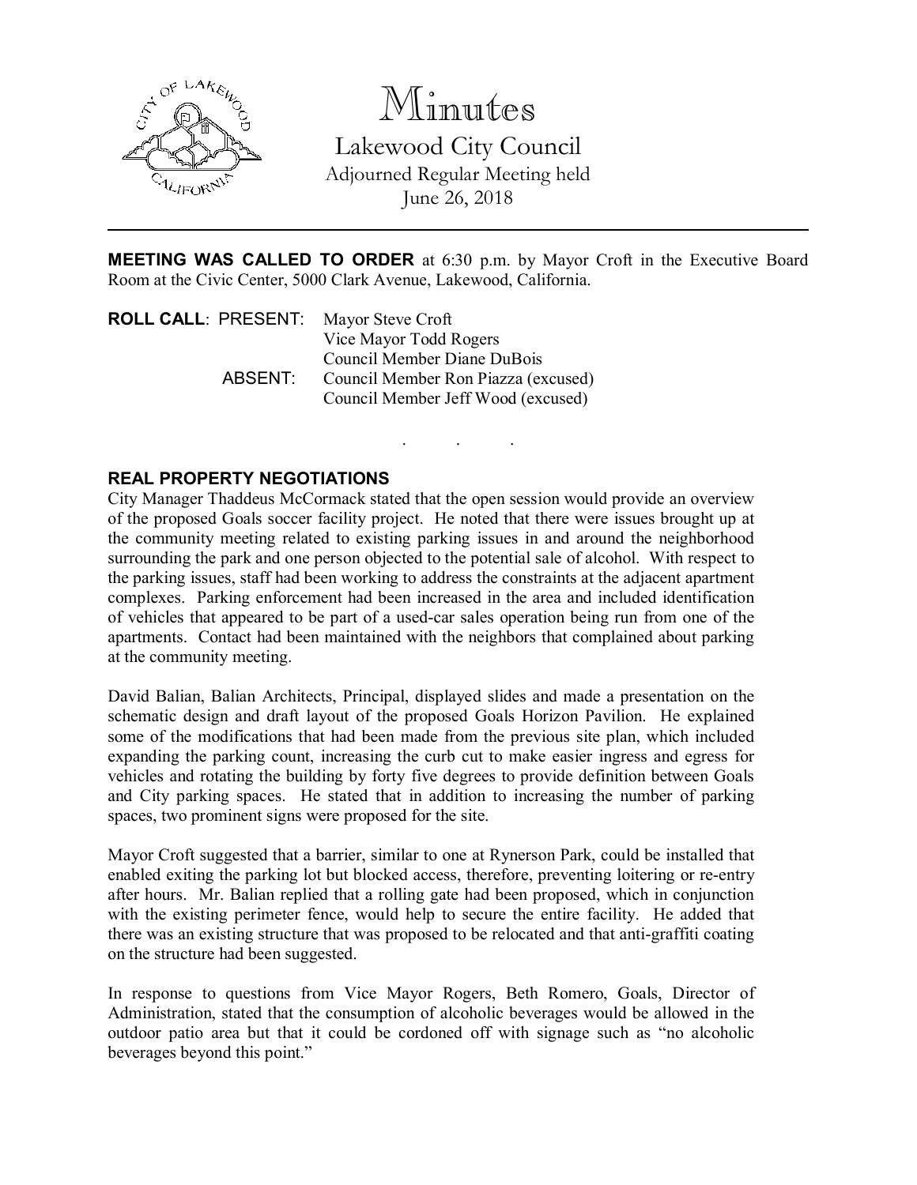# Minutes

## Lakewood City Council

Adjourned Regular Meeting held
June 26, 2018

---

**MEETING WAS CALLED TO ORDER** at 6:30 p.m. by Mayor Croft in the Executive Board Room at the Civic Center, 5000 Clark Avenue, Lakewood, California.

**ROLL CALL**: PRESENT: Mayor Steve Croft
Vice Mayor Todd Rogers
Council Member Diane DuBois

ABSENT: Council Member Ron Piazza (excused)
Council Member Jeff Wood (excused)

. . .

**REAL PROPERTY NEGOTIATIONS**

City Manager Thaddeus McCormack stated that the open session would provide an overview of the proposed Goals soccer facility project. He noted that there were issues brought up at the community meeting related to existing parking issues in and around the neighborhood surrounding the park and one person objected to the potential sale of alcohol. With respect to the parking issues, staff had been working to address the constraints at the adjacent apartment complexes. Parking enforcement had been increased in the area and included identification of vehicles that appeared to be part of a used-car sales operation being run from one of the apartments. Contact had been maintained with the neighbors that complained about parking at the community meeting.

David Balian, Balian Architects, Principal, displayed slides and made a presentation on the schematic design and draft layout of the proposed Goals Horizon Pavilion. He explained some of the modifications that had been made from the previous site plan, which included expanding the parking count, increasing the curb cut to make easier ingress and egress for vehicles and rotating the building by forty five degrees to provide definition between Goals and City parking spaces. He stated that in addition to increasing the number of parking spaces, two prominent signs were proposed for the site.

Mayor Croft suggested that a barrier, similar to one at Rynerson Park, could be installed that enabled exiting the parking lot but blocked access, therefore, preventing loitering or re-entry after hours. Mr. Balian replied that a rolling gate had been proposed, which in conjunction with the existing perimeter fence, would help to secure the entire facility. He added that there was an existing structure that was proposed to be relocated and that anti-graffiti coating on the structure had been suggested.

In response to questions from Vice Mayor Rogers, Beth Romero, Goals, Director of Administration, stated that the consumption of alcoholic beverages would be allowed in the outdoor patio area but that it could be cordoned off with signage such as "no alcoholic beverages beyond this point."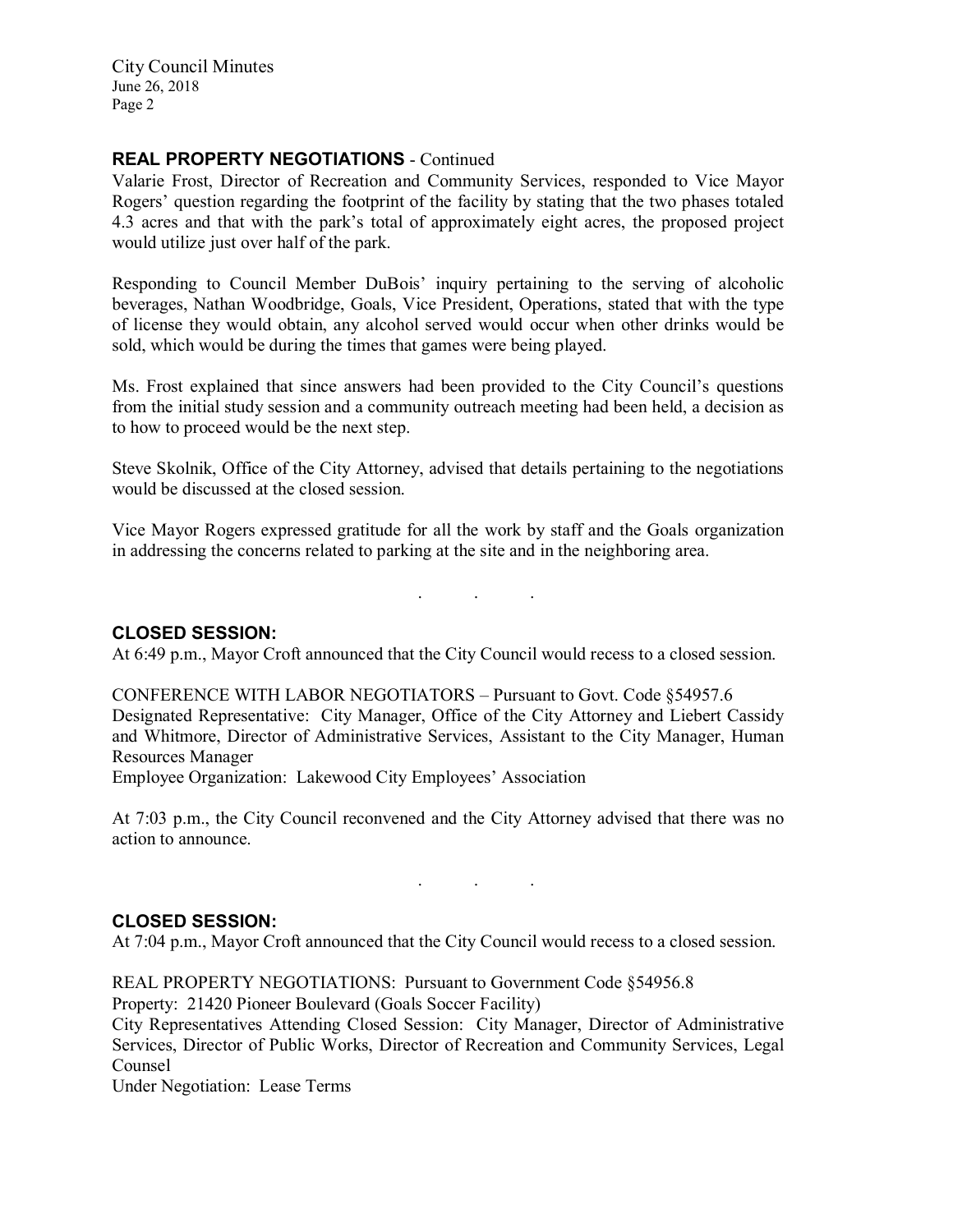## REAL PROPERTY NEGOTIATIONS - Continued

Valarie Frost, Director of Recreation and Community Services, responded to Vice Mayor Rogers' question regarding the footprint of the facility by stating that the two phases totaled 4.3 acres and that with the park's total of approximately eight acres, the proposed project would utilize just over half of the park.

Responding to Council Member DuBois' inquiry pertaining to the serving of alcoholic beverages, Nathan Woodbridge, Goals, Vice President, Operations, stated that with the type of license they would obtain, any alcohol served would occur when other drinks would be sold, which would be during the times that games were being played.

Ms. Frost explained that since answers had been provided to the City Council's questions from the initial study session and a community outreach meeting had been held, a decision as to how to proceed would be the next step.

Steve Skolnik, Office of the City Attorney, advised that details pertaining to the negotiations would be discussed at the closed session.

Vice Mayor Rogers expressed gratitude for all the work by staff and the Goals organization in addressing the concerns related to parking at the site and in the neighboring area.

. . .

## CLOSED SESSION:

At 6:49 p.m., Mayor Croft announced that the City Council would recess to a closed session.

CONFERENCE WITH LABOR NEGOTIATORS – Pursuant to Govt. Code §54957.6
Designated Representative: City Manager, Office of the City Attorney and Liebert Cassidy and Whitmore, Director of Administrative Services, Assistant to the City Manager, Human Resources Manager
Employee Organization: Lakewood City Employees' Association

At 7:03 p.m., the City Council reconvened and the City Attorney advised that there was no action to announce.

. . .

## CLOSED SESSION:

At 7:04 p.m., Mayor Croft announced that the City Council would recess to a closed session.

REAL PROPERTY NEGOTIATIONS: Pursuant to Government Code §54956.8
Property: 21420 Pioneer Boulevard (Goals Soccer Facility)
City Representatives Attending Closed Session: City Manager, Director of Administrative Services, Director of Public Works, Director of Recreation and Community Services, Legal Counsel
Under Negotiation: Lease Terms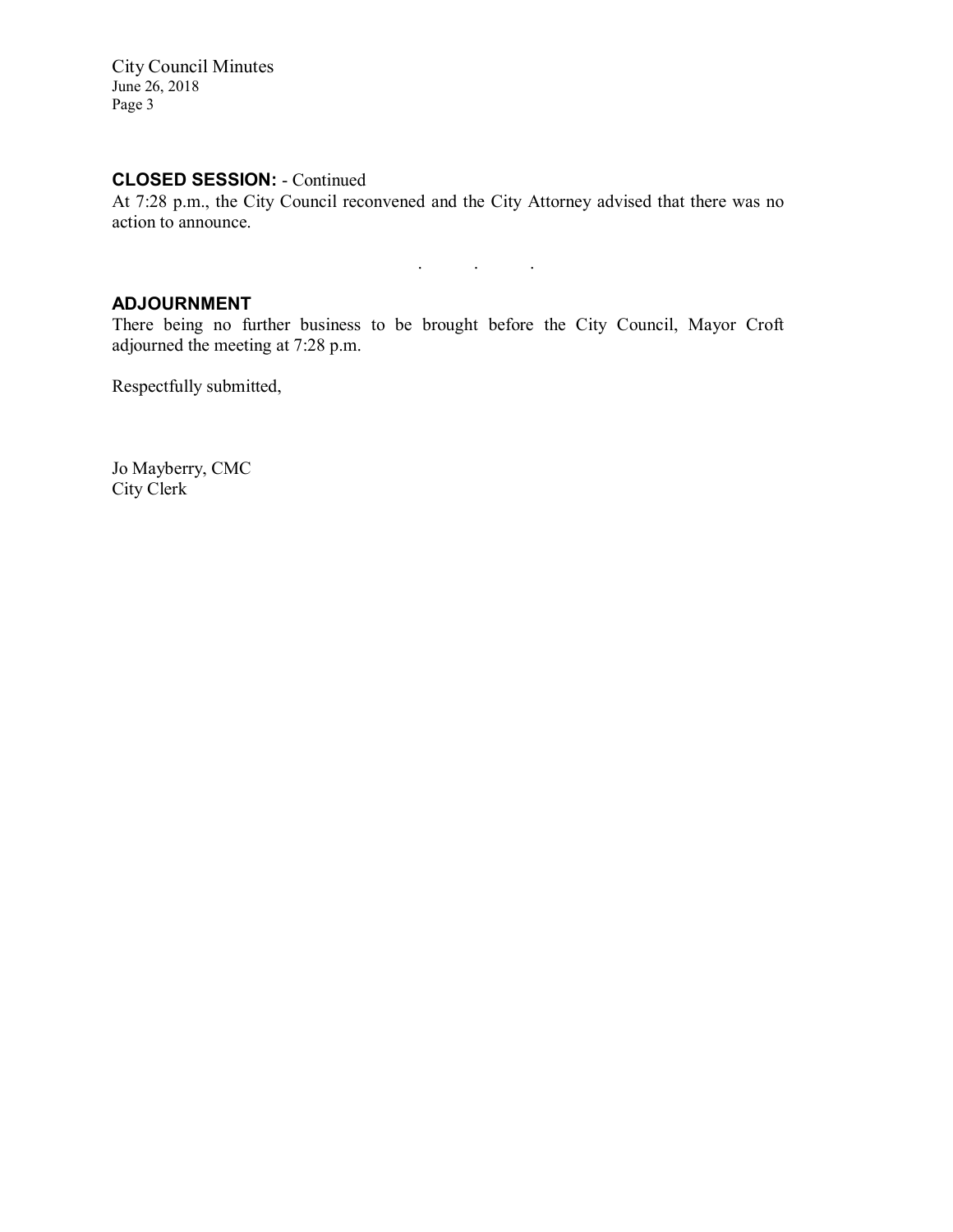**CLOSED SESSION:** - Continued
At 7:28 p.m., the City Council reconvened and the City Attorney advised that there was no action to announce.

. . .

**ADJOURNMENT**
There being no further business to be brought before the City Council, Mayor Croft adjourned the meeting at 7:28 p.m.

Respectfully submitted,

Jo Mayberry, CMC
City Clerk